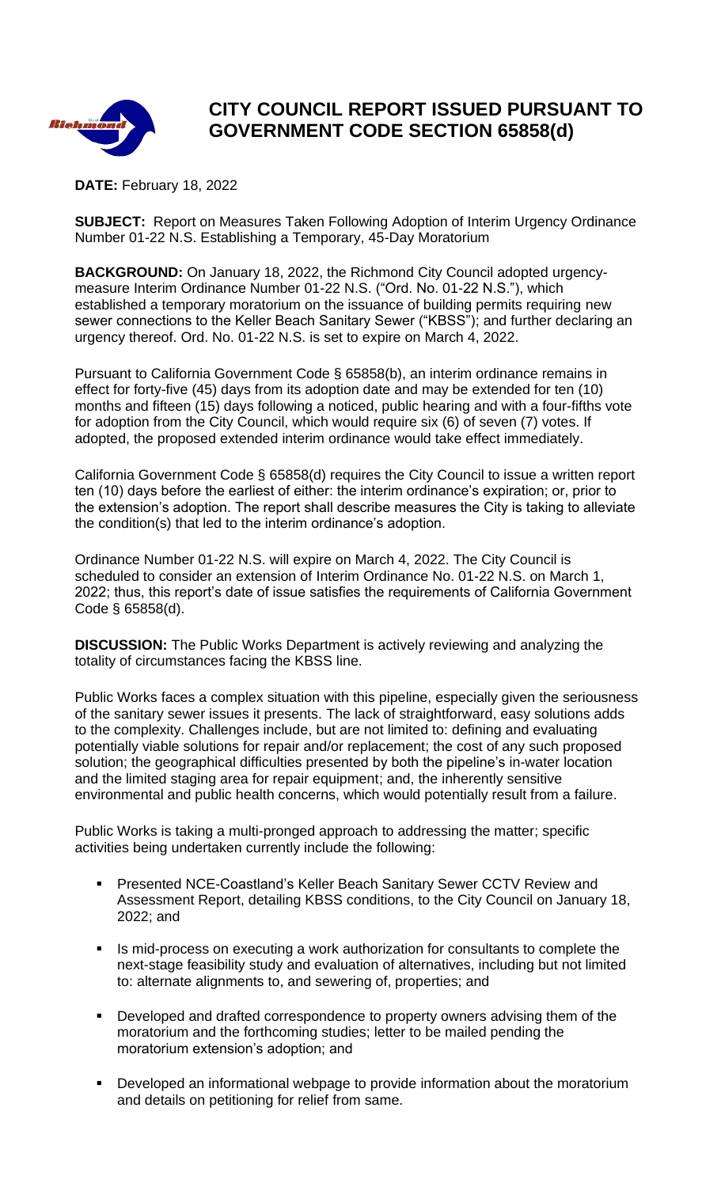# CITY COUNCIL REPORT ISSUED PURSUANT TO GOVERNMENT CODE SECTION 65858(d)

**DATE:** February 18, 2022

**SUBJECT:** Report on Measures Taken Following Adoption of Interim Urgency Ordinance Number 01-22 N.S. Establishing a Temporary, 45-Day Moratorium

**BACKGROUND:** On January 18, 2022, the Richmond City Council adopted urgency-measure Interim Ordinance Number 01-22 N.S. ("Ord. No. 01-22 N.S."), which established a temporary moratorium on the issuance of building permits requiring new sewer connections to the Keller Beach Sanitary Sewer ("KBSS"); and further declaring an urgency thereof. Ord. No. 01-22 N.S. is set to expire on March 4, 2022.

Pursuant to California Government Code § 65858(b), an interim ordinance remains in effect for forty-five (45) days from its adoption date and may be extended for ten (10) months and fifteen (15) days following a noticed, public hearing and with a four-fifths vote for adoption from the City Council, which would require six (6) of seven (7) votes. If adopted, the proposed extended interim ordinance would take effect immediately.

California Government Code § 65858(d) requires the City Council to issue a written report ten (10) days before the earliest of either: the interim ordinance's expiration; or, prior to the extension's adoption. The report shall describe measures the City is taking to alleviate the condition(s) that led to the interim ordinance's adoption.

Ordinance Number 01-22 N.S. will expire on March 4, 2022. The City Council is scheduled to consider an extension of Interim Ordinance No. 01-22 N.S. on March 1, 2022; thus, this report's date of issue satisfies the requirements of California Government Code § 65858(d).

**DISCUSSION:** The Public Works Department is actively reviewing and analyzing the totality of circumstances facing the KBSS line.

Public Works faces a complex situation with this pipeline, especially given the seriousness of the sanitary sewer issues it presents. The lack of straightforward, easy solutions adds to the complexity. Challenges include, but are not limited to: defining and evaluating potentially viable solutions for repair and/or replacement; the cost of any such proposed solution; the geographical difficulties presented by both the pipeline's in-water location and the limited staging area for repair equipment; and, the inherently sensitive environmental and public health concerns, which would potentially result from a failure.

Public Works is taking a multi-pronged approach to addressing the matter; specific activities being undertaken currently include the following:

- Presented NCE-Coastland's Keller Beach Sanitary Sewer CCTV Review and Assessment Report, detailing KBSS conditions, to the City Council on January 18, 2022; and
- Is mid-process on executing a work authorization for consultants to complete the next-stage feasibility study and evaluation of alternatives, including but not limited to: alternate alignments to, and sewering of, properties; and
- Developed and drafted correspondence to property owners advising them of the moratorium and the forthcoming studies; letter to be mailed pending the moratorium extension's adoption; and
- Developed an informational webpage to provide information about the moratorium and details on petitioning for relief from same.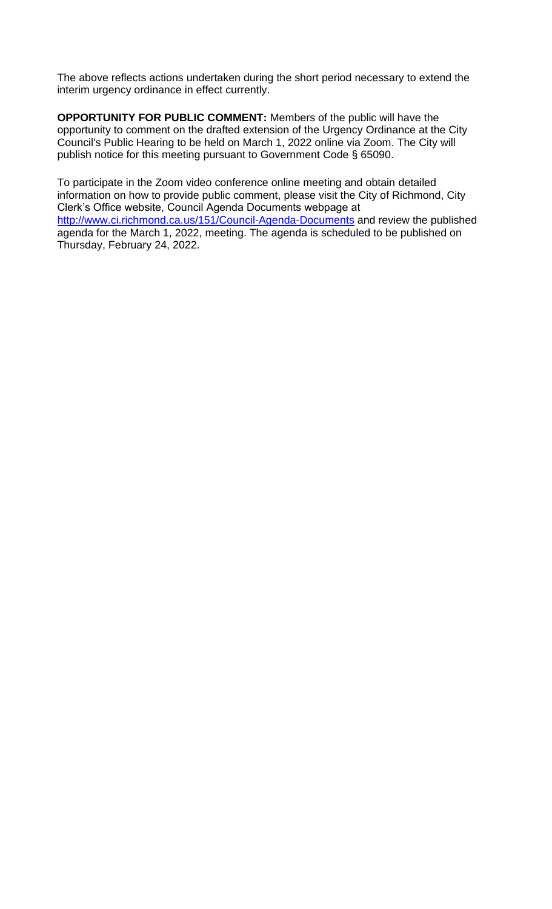The above reflects actions undertaken during the short period necessary to extend the interim urgency ordinance in effect currently.

**OPPORTUNITY FOR PUBLIC COMMENT:** Members of the public will have the opportunity to comment on the drafted extension of the Urgency Ordinance at the City Council's Public Hearing to be held on March 1, 2022 online via Zoom. The City will publish notice for this meeting pursuant to Government Code § 65090.

To participate in the Zoom video conference online meeting and obtain detailed information on how to provide public comment, please visit the City of Richmond, City Clerk's Office website, Council Agenda Documents webpage at [http://www.ci.richmond.ca.us/151/Council-Agenda-Documents](http://www.ci.richmond.ca.us/151/Council-Agenda-Documents) and review the published agenda for the March 1, 2022, meeting. The agenda is scheduled to be published on Thursday, February 24, 2022.